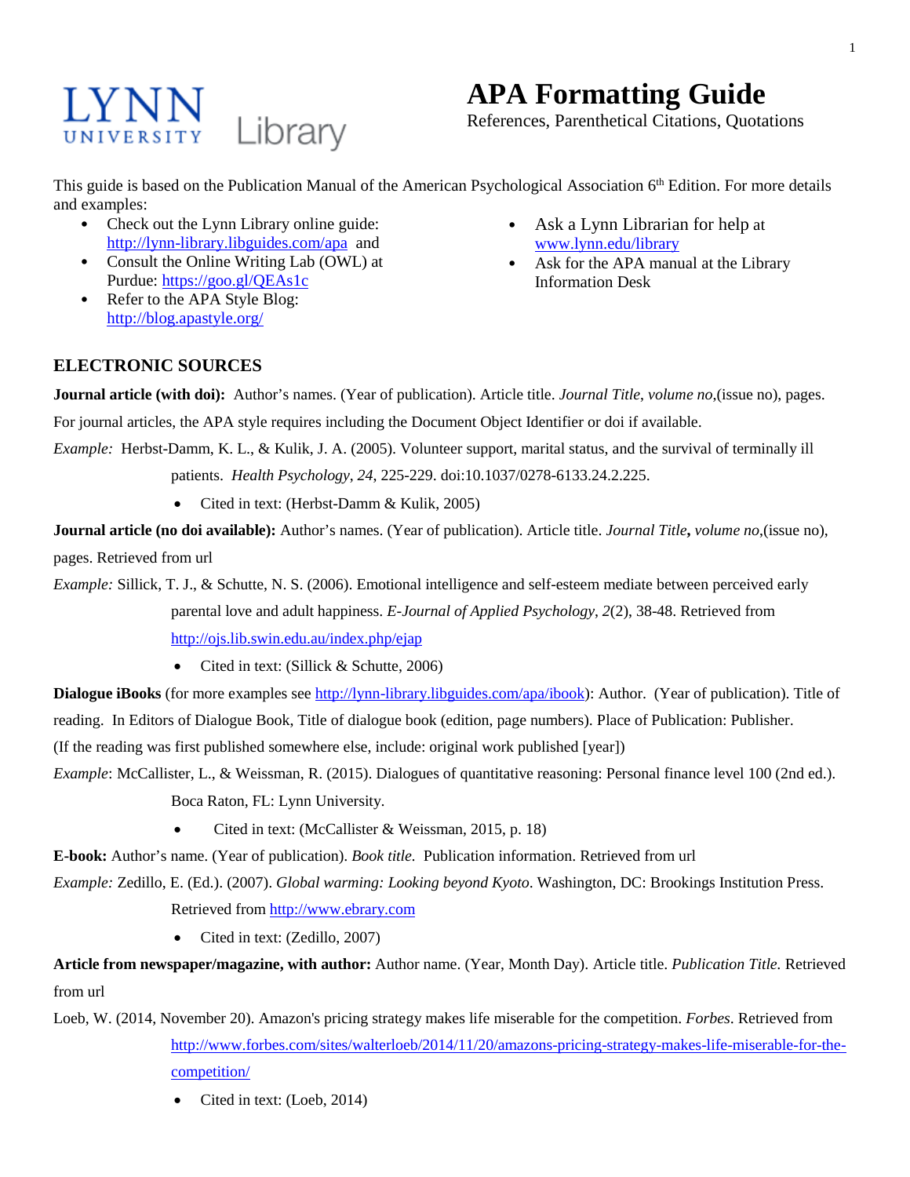LYNN UNIVERSITY Library

# APA Formatting Guide

References, Parenthetical Citations, Quotations

This guide is based on the Publication Manual of the American Psychological Association 6th Edition. For more details and examples:

- Check out the Lynn Library online guide: http://lynn-library.libguides.com/apa and
- Consult the Online Writing Lab (OWL) at Purdue: https://goo.gl/QEAs1c
- Refer to the APA Style Blog: http://blog.apastyle.org/
- Ask a Lynn Librarian for help at www.lynn.edu/library
- Ask for the APA manual at the Library Information Desk

## ELECTRONIC SOURCES

**Journal article (with doi):** Author's names. (Year of publication). Article title. *Journal Title*, *volume no*,(issue no), pages. For journal articles, the APA style requires including the Document Object Identifier or doi if available.

*Example:* Herbst-Damm, K. L., & Kulik, J. A. (2005). Volunteer support, marital status, and the survival of terminally ill patients. *Health Psychology*, *24*, 225-229. doi:10.1037/0278-6133.24.2.225.

- Cited in text: (Herbst-Damm & Kulik, 2005)

**Journal article (no doi available):** Author's names. (Year of publication). Article title. *Journal Title***,** *volume no*,(issue no), pages. Retrieved from url

*Example:* Sillick, T. J., & Schutte, N. S. (2006). Emotional intelligence and self-esteem mediate between perceived early parental love and adult happiness. *E-Journal of Applied Psychology*, *2*(2), 38-48. Retrieved from http://ojs.lib.swin.edu.au/index.php/ejap

- Cited in text: (Sillick & Schutte, 2006)

**Dialogue iBooks** (for more examples see http://lynn-library.libguides.com/apa/ibook): Author. (Year of publication). Title of reading. In Editors of Dialogue Book, Title of dialogue book (edition, page numbers). Place of Publication: Publisher. (If the reading was first published somewhere else, include: original work published [year])

*Example*: McCallister, L., & Weissman, R. (2015). Dialogues of quantitative reasoning: Personal finance level 100 (2nd ed.). Boca Raton, FL: Lynn University.

- Cited in text: (McCallister & Weissman, 2015, p. 18)

**E-book:** Author's name. (Year of publication). *Book title.* Publication information. Retrieved from url

*Example:* Zedillo, E. (Ed.). (2007). *Global warming: Looking beyond Kyoto*. Washington, DC: Brookings Institution Press. Retrieved from http://www.ebrary.com

- Cited in text: (Zedillo, 2007)

**Article from newspaper/magazine, with author:** Author name. (Year, Month Day). Article title. *Publication Title.* Retrieved from url

Loeb, W. (2014, November 20). Amazon's pricing strategy makes life miserable for the competition. *Forbes*. Retrieved from http://www.forbes.com/sites/walterloeb/2014/11/20/amazons-pricing-strategy-makes-life-miserable-for-the-competition/

- Cited in text: (Loeb, 2014)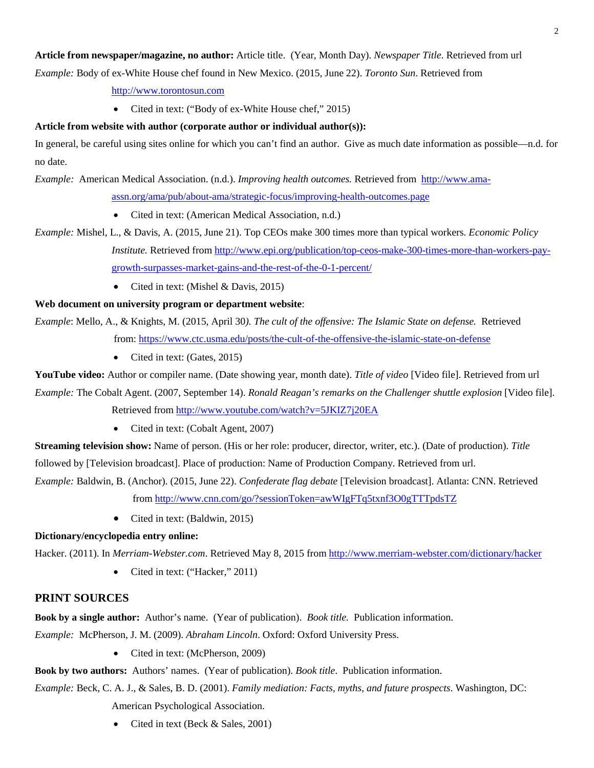**Article from newspaper/magazine, no author:** Article title. (Year, Month Day). *Newspaper Title*. Retrieved from url

*Example:* Body of ex-White House chef found in New Mexico. (2015, June 22). *Toronto Sun*. Retrieved from http://www.torontosun.com

- Cited in text: ("Body of ex-White House chef," 2015)

**Article from website with author (corporate author or individual author(s)):**

In general, be careful using sites online for which you can't find an author. Give as much date information as possible—n.d. for no date.

*Example:* American Medical Association. (n.d.). *Improving health outcomes.* Retrieved from http://www.ama-assn.org/ama/pub/about-ama/strategic-focus/improving-health-outcomes.page

- Cited in text: (American Medical Association, n.d.)

*Example:* Mishel, L., & Davis, A. (2015, June 21). Top CEOs make 300 times more than typical workers. *Economic Policy Institute.* Retrieved from http://www.epi.org/publication/top-ceos-make-300-times-more-than-workers-pay-growth-surpasses-market-gains-and-the-rest-of-the-0-1-percent/

- Cited in text: (Mishel & Davis, 2015)

**Web document on university program or department website**:

*Example*: Mello, A., & Knights, M. (2015, April 30*). The cult of the offensive: The Islamic State on defense.* Retrieved from: https://www.ctc.usma.edu/posts/the-cult-of-the-offensive-the-islamic-state-on-defense

- Cited in text: (Gates, 2015)

**YouTube video:** Author or compiler name. (Date showing year, month date). *Title of video* [Video file]. Retrieved from url

*Example:* The Cobalt Agent. (2007, September 14). *Ronald Reagan's remarks on the Challenger shuttle explosion* [Video file]. Retrieved from http://www.youtube.com/watch?v=5JKIZ7j20EA

- Cited in text: (Cobalt Agent, 2007)

**Streaming television show:** Name of person. (His or her role: producer, director, writer, etc.). (Date of production). *Title* followed by [Television broadcast]. Place of production: Name of Production Company. Retrieved from url.

*Example:* Baldwin, B. (Anchor). (2015, June 22). *Confederate flag debate* [Television broadcast]. Atlanta: CNN. Retrieved from http://www.cnn.com/go/?sessionToken=awWIgFTq5txnf3O0gTTTpdsTZ

- Cited in text: (Baldwin, 2015)

**Dictionary/encyclopedia entry online:**

Hacker. (2011). In *Merriam-Webster.com*. Retrieved May 8, 2015 from http://www.merriam-webster.com/dictionary/hacker

- Cited in text: ("Hacker," 2011)

## PRINT SOURCES

**Book by a single author:** Author's name. (Year of publication). *Book title.* Publication information.

*Example:* McPherson, J. M. (2009). *Abraham Lincoln*. Oxford: Oxford University Press.

- Cited in text: (McPherson, 2009)

**Book by two authors:** Authors' names. (Year of publication). *Book title*. Publication information.

*Example:* Beck, C. A. J., & Sales, B. D. (2001). *Family mediation: Facts, myths, and future prospects*. Washington, DC: American Psychological Association.

- Cited in text (Beck & Sales, 2001)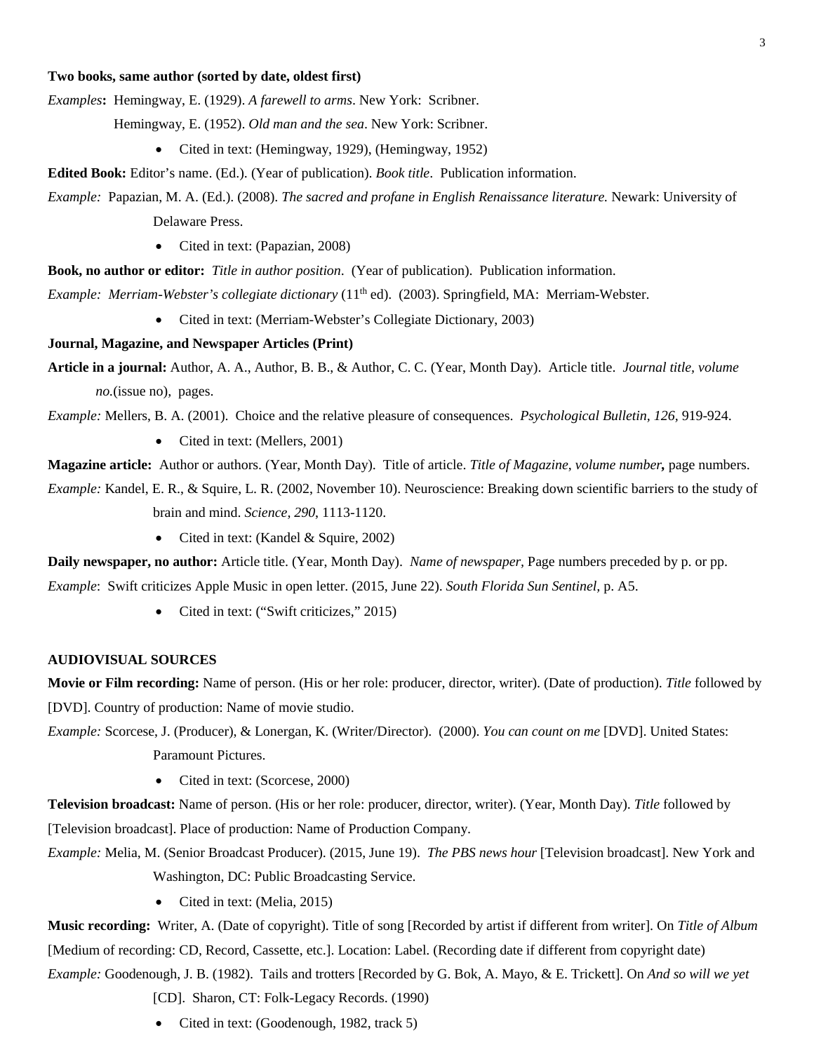**Two books, same author (sorted by date, oldest first)**

*Examples***:** Hemingway, E. (1929). *A farewell to arms*. New York: Scribner.

Hemingway, E. (1952). *Old man and the sea*. New York: Scribner.

- Cited in text: (Hemingway, 1929), (Hemingway, 1952)

**Edited Book:** Editor's name. (Ed.). (Year of publication). *Book title*. Publication information.

*Example:* Papazian, M. A. (Ed.). (2008). *The sacred and profane in English Renaissance literature.* Newark: University of Delaware Press.

- Cited in text: (Papazian, 2008)

**Book, no author or editor:** *Title in author position*. (Year of publication). Publication information.

*Example: Merriam-Webster's collegiate dictionary* (11th ed). (2003). Springfield, MA: Merriam-Webster.

- Cited in text: (Merriam-Webster's Collegiate Dictionary, 2003)

**Journal, Magazine, and Newspaper Articles (Print)**

**Article in a journal:** Author, A. A., Author, B. B., & Author, C. C. (Year, Month Day). Article title. *Journal title, volume no.*(issue no), pages.

*Example:* Mellers, B. A. (2001). Choice and the relative pleasure of consequences. *Psychological Bulletin, 126,* 919-924.

- Cited in text: (Mellers, 2001)

**Magazine article:** Author or authors. (Year, Month Day). Title of article. *Title of Magazine, volume number***,** page numbers.

*Example:* Kandel, E. R., & Squire, L. R. (2002, November 10). Neuroscience: Breaking down scientific barriers to the study of brain and mind. *Science, 290*, 1113-1120.

- Cited in text: (Kandel & Squire, 2002)

**Daily newspaper, no author:** Article title. (Year, Month Day). *Name of newspaper,* Page numbers preceded by p. or pp.

*Example*: Swift criticizes Apple Music in open letter. (2015, June 22). *South Florida Sun Sentinel,* p. A5.

- Cited in text: ("Swift criticizes," 2015)

**AUDIOVISUAL SOURCES**

**Movie or Film recording:** Name of person. (His or her role: producer, director, writer). (Date of production). *Title* followed by [DVD]. Country of production: Name of movie studio.

*Example:* Scorcese, J. (Producer), & Lonergan, K. (Writer/Director). (2000). *You can count on me* [DVD]. United States: Paramount Pictures.

- Cited in text: (Scorcese, 2000)

**Television broadcast:** Name of person. (His or her role: producer, director, writer). (Year, Month Day). *Title* followed by [Television broadcast]. Place of production: Name of Production Company.

*Example:* Melia, M. (Senior Broadcast Producer). (2015, June 19). *The PBS news hour* [Television broadcast]. New York and Washington, DC: Public Broadcasting Service.

- Cited in text: (Melia, 2015)

**Music recording:** Writer, A. (Date of copyright). Title of song [Recorded by artist if different from writer]. On *Title of Album* [Medium of recording: CD, Record, Cassette, etc.]. Location: Label. (Recording date if different from copyright date)

*Example:* Goodenough, J. B. (1982). Tails and trotters [Recorded by G. Bok, A. Mayo, & E. Trickett]. On *And so will we yet* [CD]. Sharon, CT: Folk-Legacy Records. (1990)

- Cited in text: (Goodenough, 1982, track 5)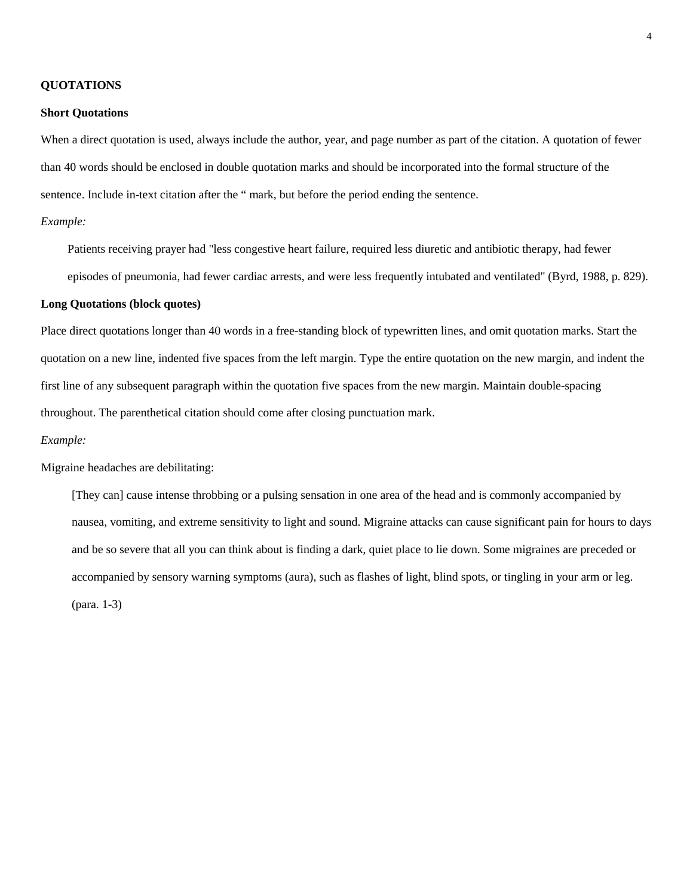**QUOTATIONS**

**Short Quotations**

When a direct quotation is used, always include the author, year, and page number as part of the citation. A quotation of fewer than 40 words should be enclosed in double quotation marks and should be incorporated into the formal structure of the sentence. Include in-text citation after the " mark, but before the period ending the sentence.

*Example:*

> Patients receiving prayer had "less congestive heart failure, required less diuretic and antibiotic therapy, had fewer episodes of pneumonia, had fewer cardiac arrests, and were less frequently intubated and ventilated" (Byrd, 1988, p. 829).

**Long Quotations (block quotes)**

Place direct quotations longer than 40 words in a free-standing block of typewritten lines, and omit quotation marks. Start the quotation on a new line, indented five spaces from the left margin. Type the entire quotation on the new margin, and indent the first line of any subsequent paragraph within the quotation five spaces from the new margin. Maintain double-spacing throughout. The parenthetical citation should come after closing punctuation mark.

*Example:*

Migraine headaches are debilitating:

> [They can] cause intense throbbing or a pulsing sensation in one area of the head and is commonly accompanied by nausea, vomiting, and extreme sensitivity to light and sound. Migraine attacks can cause significant pain for hours to days and be so severe that all you can think about is finding a dark, quiet place to lie down. Some migraines are preceded or accompanied by sensory warning symptoms (aura), such as flashes of light, blind spots, or tingling in your arm or leg. (para. 1-3)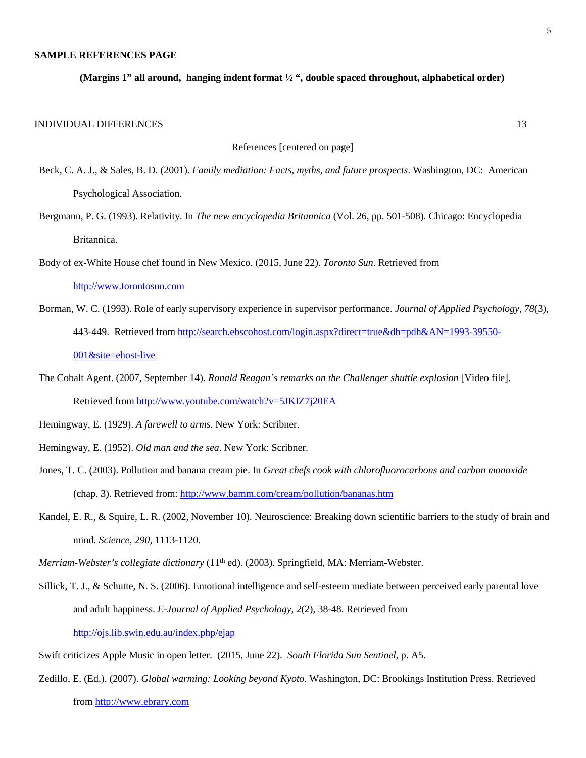**SAMPLE REFERENCES PAGE**

**(Margins 1" all around, hanging indent format ½ ", double spaced throughout, alphabetical order)**

INDIVIDUAL DIFFERENCES 13

References [centered on page]

Beck, C. A. J., & Sales, B. D. (2001). *Family mediation: Facts, myths, and future prospects*. Washington, DC: American Psychological Association.

Bergmann, P. G. (1993). Relativity. In *The new encyclopedia Britannica* (Vol. 26, pp. 501-508). Chicago: Encyclopedia Britannica.

Body of ex-White House chef found in New Mexico. (2015, June 22). *Toronto Sun*. Retrieved from http://www.torontosun.com

Borman, W. C. (1993). Role of early supervisory experience in supervisor performance. *Journal of Applied Psychology, 78*(3), 443-449. Retrieved from http://search.ebscohost.com/login.aspx?direct=true&db=pdh&AN=1993-39550-001&site=ehost-live

The Cobalt Agent. (2007, September 14). *Ronald Reagan's remarks on the Challenger shuttle explosion* [Video file]. Retrieved from http://www.youtube.com/watch?v=5JKIZ7j20EA

Hemingway, E. (1929). *A farewell to arms*. New York: Scribner.

Hemingway, E. (1952). *Old man and the sea*. New York: Scribner.

Jones, T. C. (2003). Pollution and banana cream pie. In *Great chefs cook with chlorofluorocarbons and carbon monoxide* (chap. 3). Retrieved from: http://www.bamm.com/cream/pollution/bananas.htm

Kandel, E. R., & Squire, L. R. (2002, November 10). Neuroscience: Breaking down scientific barriers to the study of brain and mind. *Science, 290*, 1113-1120.

*Merriam-Webster's collegiate dictionary* (11th ed). (2003). Springfield, MA: Merriam-Webster.

Sillick, T. J., & Schutte, N. S. (2006). Emotional intelligence and self-esteem mediate between perceived early parental love and adult happiness. *E-Journal of Applied Psychology, 2*(2), 38-48. Retrieved from http://ojs.lib.swin.edu.au/index.php/ejap

Swift criticizes Apple Music in open letter. (2015, June 22). *South Florida Sun Sentinel*, p. A5.

Zedillo, E. (Ed.). (2007). *Global warming: Looking beyond Kyoto*. Washington, DC: Brookings Institution Press. Retrieved from http://www.ebrary.com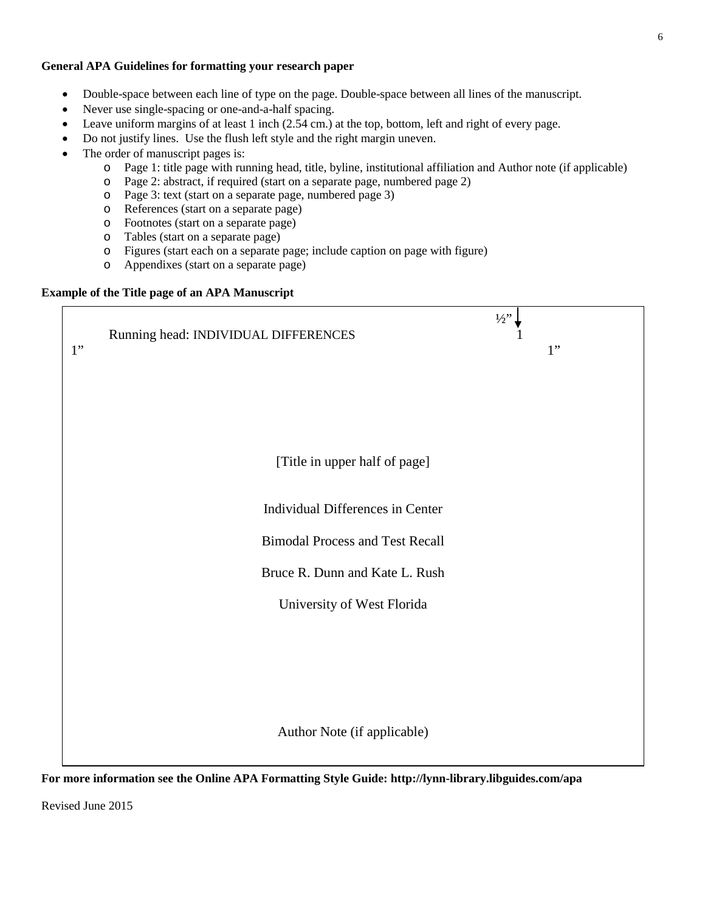**General APA Guidelines for formatting your research paper**

- Double-space between each line of type on the page. Double-space between all lines of the manuscript.
- Never use single-spacing or one-and-a-half spacing.
- Leave uniform margins of at least 1 inch (2.54 cm.) at the top, bottom, left and right of every page.
- Do not justify lines. Use the flush left style and the right margin uneven.
- The order of manuscript pages is:
  - Page 1: title page with running head, title, byline, institutional affiliation and Author note (if applicable)
  - Page 2: abstract, if required (start on a separate page, numbered page 2)
  - Page 3: text (start on a separate page, numbered page 3)
  - References (start on a separate page)
  - Footnotes (start on a separate page)
  - Tables (start on a separate page)
  - Figures (start each on a separate page; include caption on page with figure)
  - Appendixes (start on a separate page)

**Example of the Title page of an APA Manuscript**

½”

Running head: INDIVIDUAL DIFFERENCES 1

1” 1”

[Title in upper half of page]

Individual Differences in Center

Bimodal Process and Test Recall

Bruce R. Dunn and Kate L. Rush

University of West Florida

Author Note (if applicable)

**For more information see the Online APA Formatting Style Guide: http://lynn-library.libguides.com/apa**

Revised June 2015